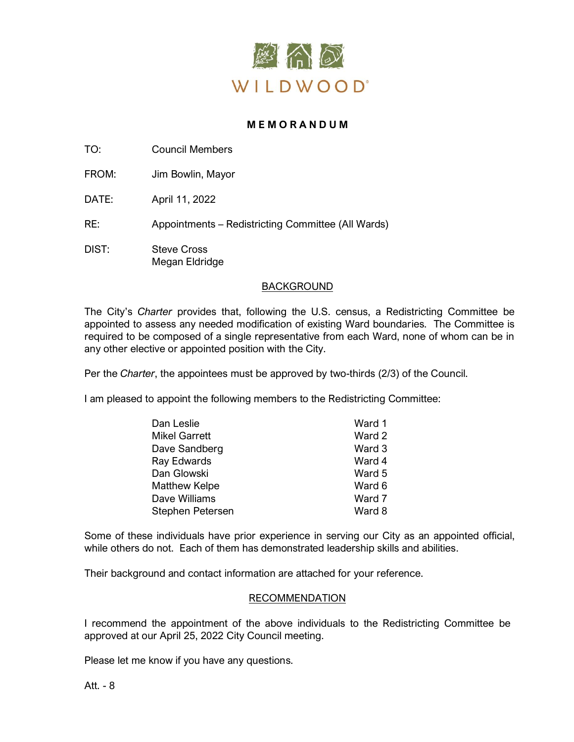WILDWOOD®

# MEMORANDUM

TO: Council Members

FROM: Jim Bowlin, Mayor

DATE: April 11, 2022

RE: Appointments – Redistricting Committee (All Wards)

DIST: Steve Cross
Megan Eldridge

## BACKGROUND

The City's *Charter* provides that, following the U.S. census, a Redistricting Committee be appointed to assess any needed modification of existing Ward boundaries. The Committee is required to be composed of a single representative from each Ward, none of whom can be in any other elective or appointed position with the City.

Per the *Charter*, the appointees must be approved by two-thirds (2/3) of the Council.

I am pleased to appoint the following members to the Redistricting Committee:

| | |
|---|---|
| Dan Leslie | Ward 1 |
| Mikel Garrett | Ward 2 |
| Dave Sandberg | Ward 3 |
| Ray Edwards | Ward 4 |
| Dan Glowski | Ward 5 |
| Matthew Kelpe | Ward 6 |
| Dave Williams | Ward 7 |
| Stephen Petersen | Ward 8 |

Some of these individuals have prior experience in serving our City as an appointed official, while others do not. Each of them has demonstrated leadership skills and abilities.

Their background and contact information are attached for your reference.

## RECOMMENDATION

I recommend the appointment of the above individuals to the Redistricting Committee be approved at our April 25, 2022 City Council meeting.

Please let me know if you have any questions.

Att. - 8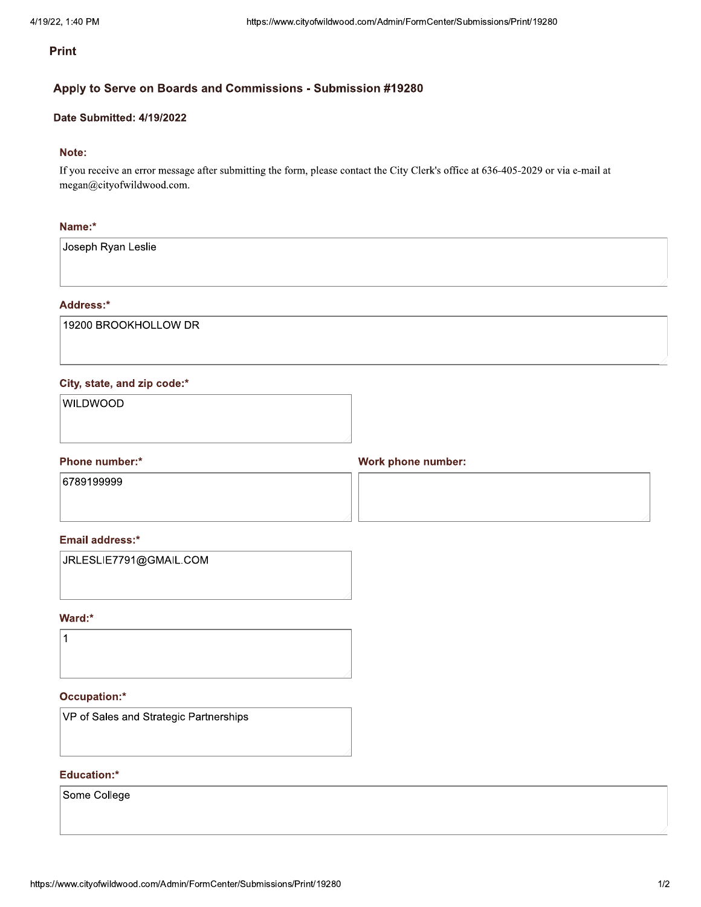**Print**

## Apply to Serve on Boards and Commissions - Submission #19280

**Date Submitted: 4/19/2022**

**Note:**

If you receive an error message after submitting the form, please contact the City Clerk's office at 636-405-2029 or via e-mail at megan@cityofwildwood.com.

**Name:***

Joseph Ryan Leslie

**Address:***

19200 BROOKHOLLOW DR

**City, state, and zip code:***

WILDWOOD

**Phone number:***

6789199999

**Work phone number:**

**Email address:***

JRLESLIE7791@GMAIL.COM

**Ward:***

1

**Occupation:***

VP of Sales and Strategic Partnerships

**Education:***

Some College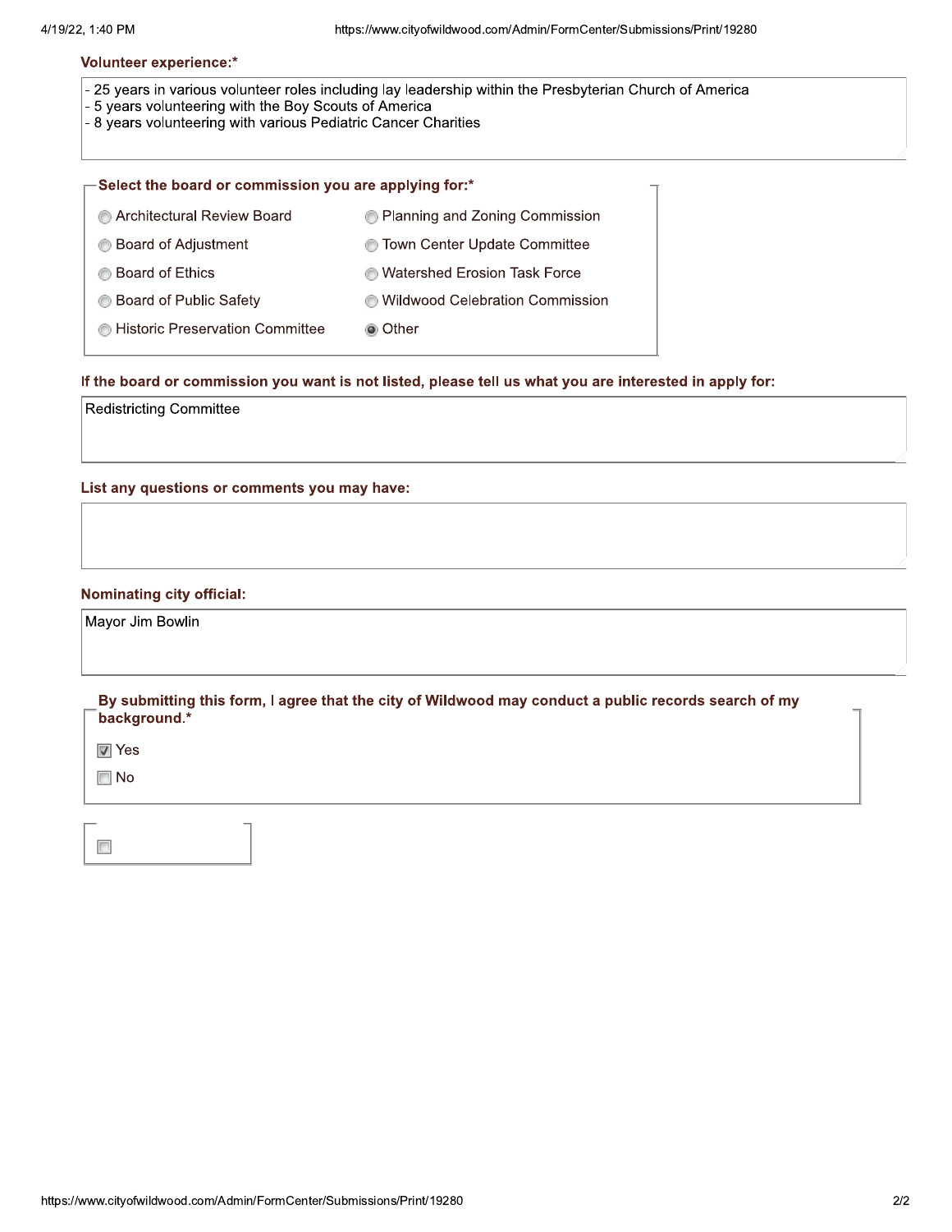**Volunteer experience:***

- 25 years in various volunteer roles including lay leadership within the Presbyterian Church of America
- 5 years volunteering with the Boy Scouts of America
- 8 years volunteering with various Pediatric Cancer Charities

**Select the board or commission you are applying for:***

- ○ Architectural Review Board
- ○ Board of Adjustment
- ○ Board of Ethics
- ○ Board of Public Safety
- ○ Historic Preservation Committee
- ○ Planning and Zoning Commission
- ○ Town Center Update Committee
- ○ Watershed Erosion Task Force
- ○ Wildwood Celebration Commission
- ● Other

**If the board or commission you want is not listed, please tell us what you are interested in apply for:**

Redistricting Committee

**List any questions or comments you may have:**

**Nominating city official:**

Mayor Jim Bowlin

**By submitting this form, I agree that the city of Wildwood may conduct a public records search of my background.***

- [x] Yes
- [ ] No

- [ ]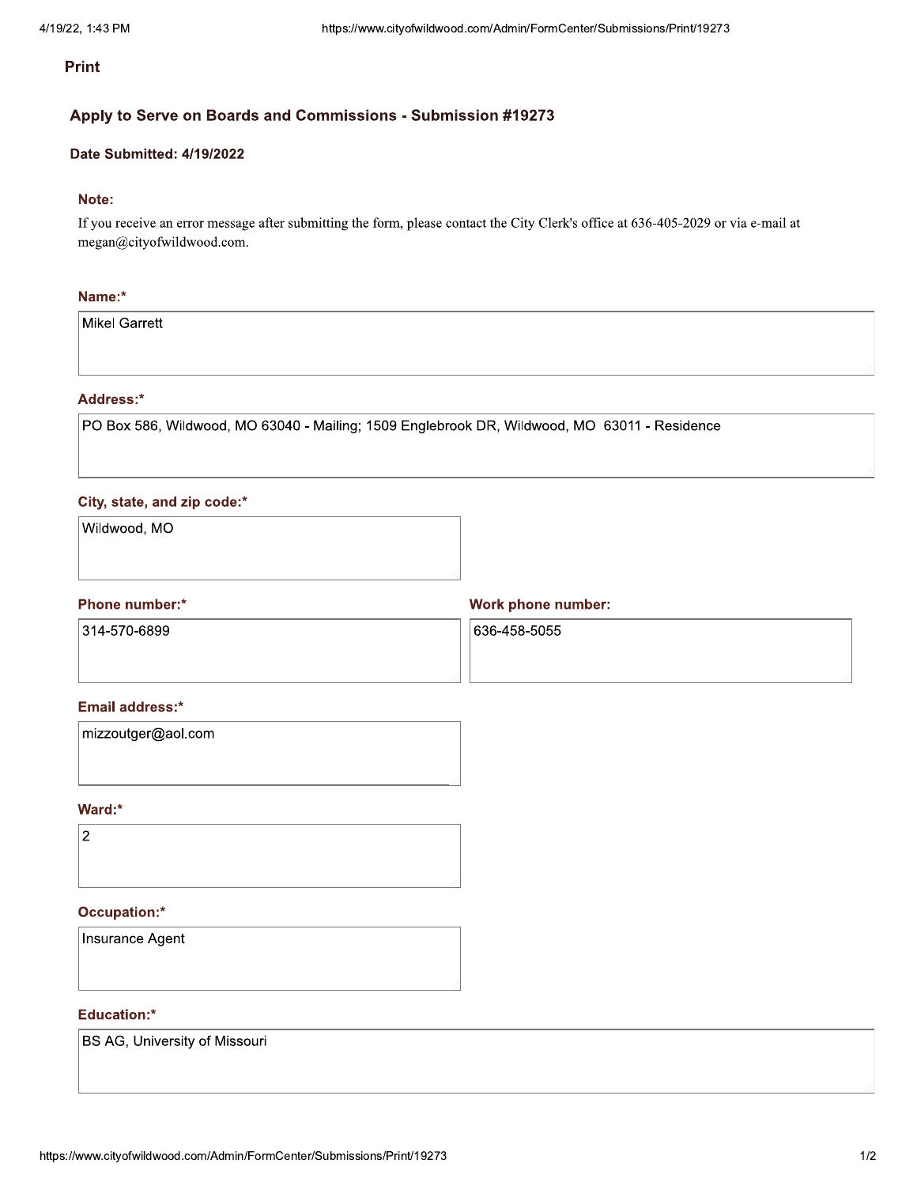**Print**

## Apply to Serve on Boards and Commissions - Submission #19273

**Date Submitted: 4/19/2022**

**Note:**

If you receive an error message after submitting the form, please contact the City Clerk's office at 636-405-2029 or via e-mail at megan@cityofwildwood.com.

**Name:***

Mikel Garrett

**Address:***

PO Box 586, Wildwood, MO 63040 - Mailing; 1509 Englebrook DR, Wildwood, MO 63011 - Residence

**City, state, and zip code:***

Wildwood, MO

**Phone number:***

314-570-6899

**Work phone number:**

636-458-5055

**Email address:***

mizzoutger@aol.com

**Ward:***

2

**Occupation:***

Insurance Agent

**Education:***

BS AG, University of Missouri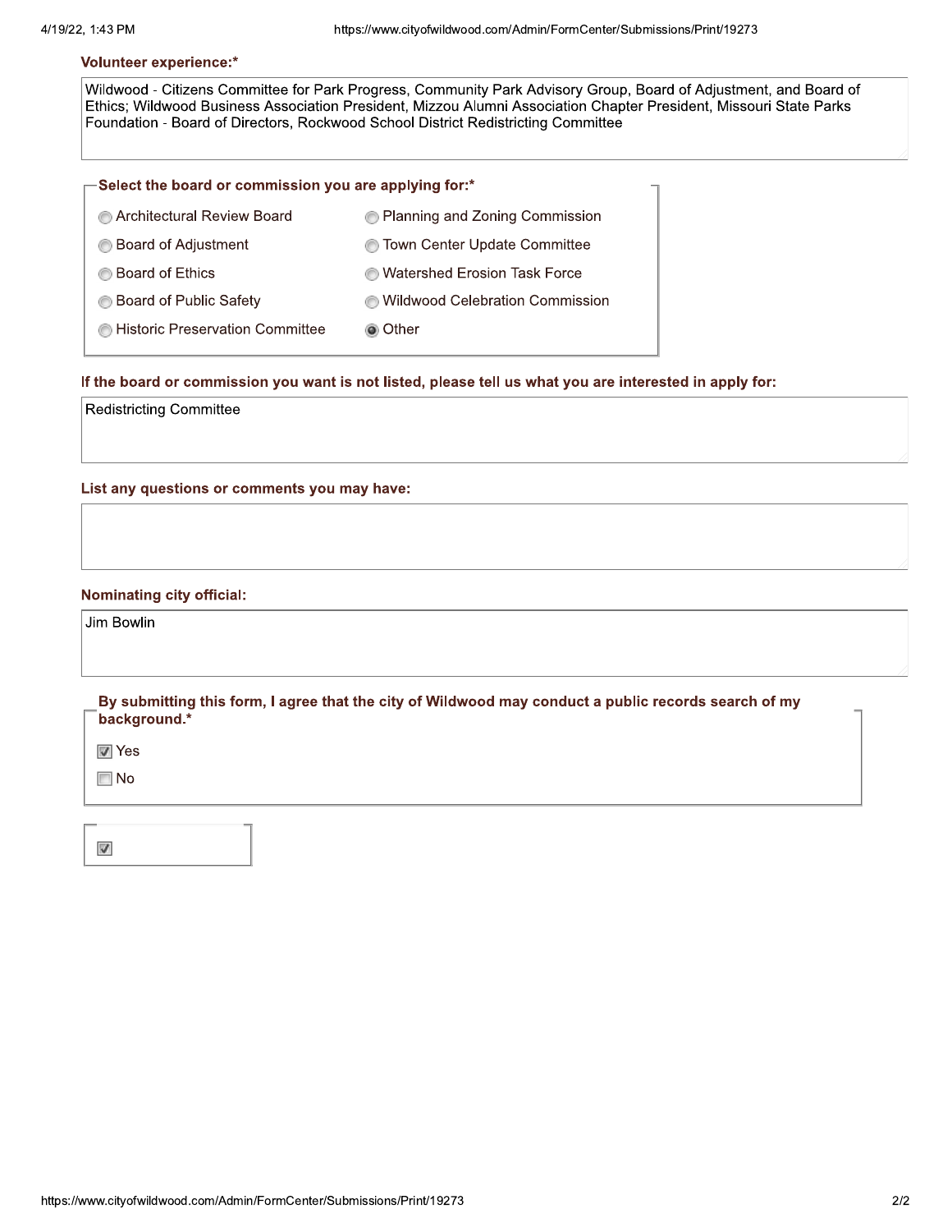**Volunteer experience:***

Wildwood - Citizens Committee for Park Progress, Community Park Advisory Group, Board of Adjustment, and Board of Ethics; Wildwood Business Association President, Mizzou Alumni Association Chapter President, Missouri State Parks Foundation - Board of Directors, Rockwood School District Redistricting Committee

**Select the board or commission you are applying for:***

- ○ Architectural Review Board
- ○ Board of Adjustment
- ○ Board of Ethics
- ○ Board of Public Safety
- ○ Historic Preservation Committee
- ○ Planning and Zoning Commission
- ○ Town Center Update Committee
- ○ Watershed Erosion Task Force
- ○ Wildwood Celebration Commission
- ● Other

**If the board or commission you want is not listed, please tell us what you are interested in apply for:**

Redistricting Committee

**List any questions or comments you may have:**

**Nominating city official:**

Jim Bowlin

**By submitting this form, I agree that the city of Wildwood may conduct a public records search of my background.***

- [x] Yes
- [ ] No

- [x]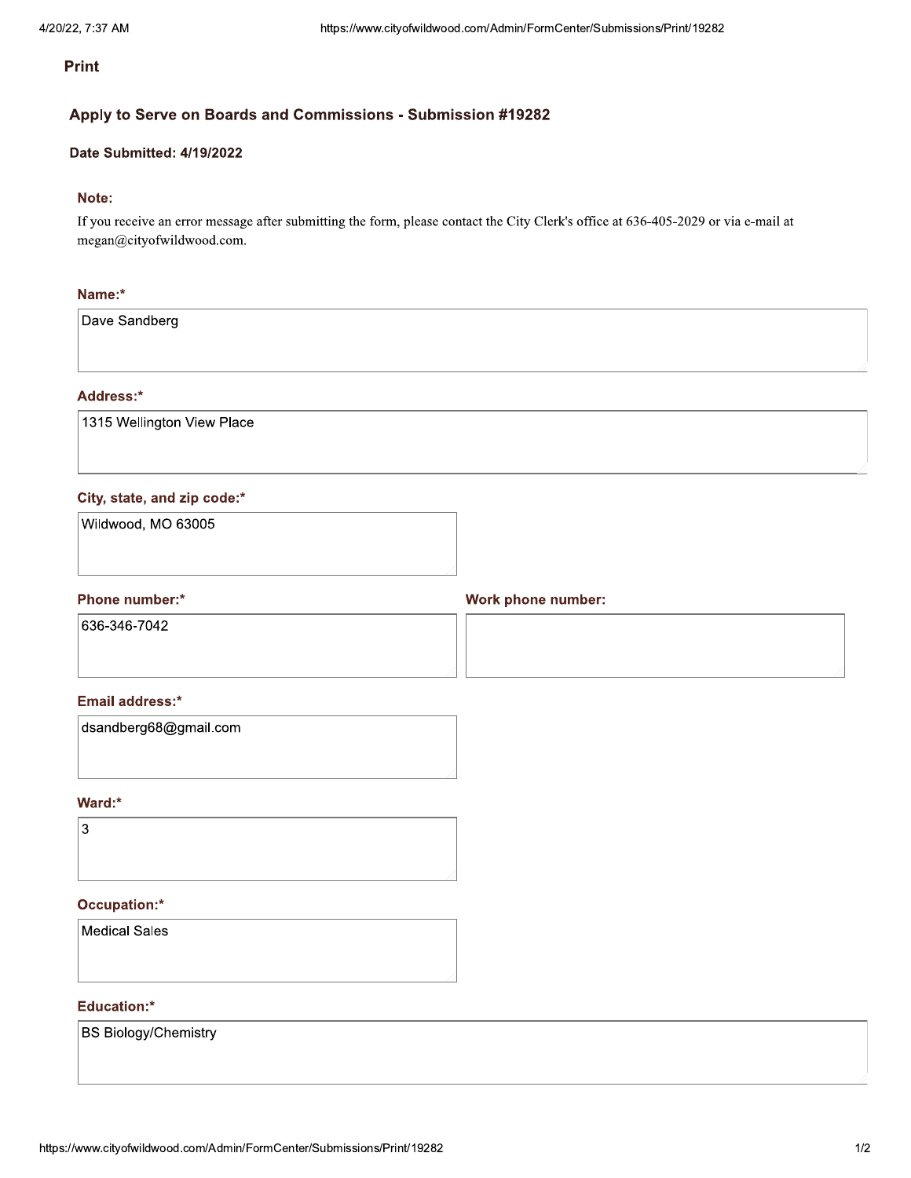**Print**

## Apply to Serve on Boards and Commissions - Submission #19282

**Date Submitted: 4/19/2022**

**Note:**

If you receive an error message after submitting the form, please contact the City Clerk's office at 636-405-2029 or via e-mail at megan@cityofwildwood.com.

**Name:***

Dave Sandberg

**Address:***

1315 Wellington View Place

**City, state, and zip code:***

Wildwood, MO 63005

**Phone number:***

636-346-7042

**Work phone number:**

**Email address:***

dsandberg68@gmail.com

**Ward:***

3

**Occupation:***

Medical Sales

**Education:***

BS Biology/Chemistry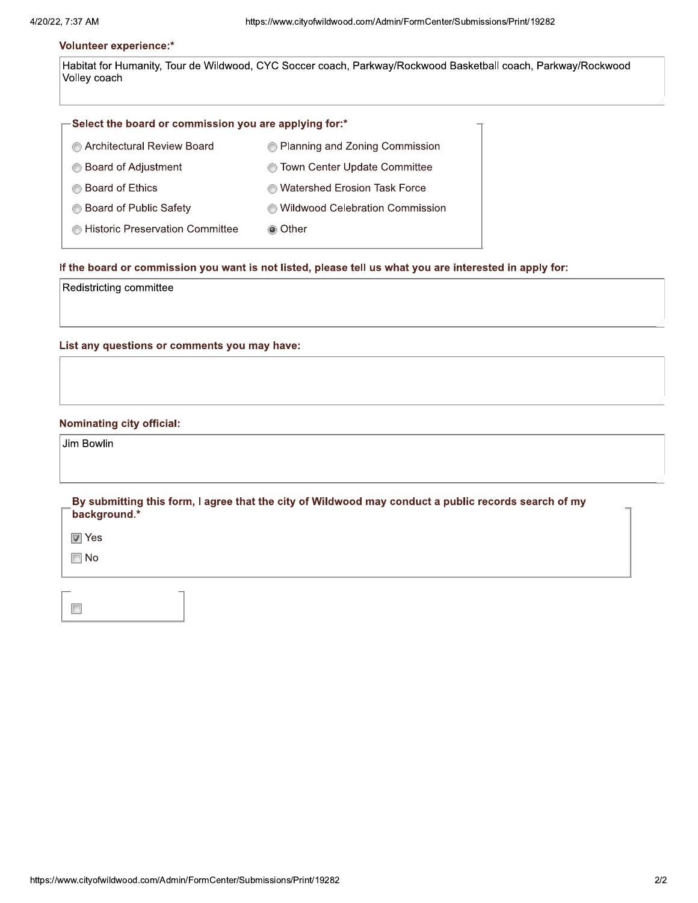**Volunteer experience:***

Habitat for Humanity, Tour de Wildwood, CYC Soccer coach, Parkway/Rockwood Basketball coach, Parkway/Rockwood Volley coach

**Select the board or commission you are applying for:***

- ○ Architectural Review Board
- ○ Board of Adjustment
- ○ Board of Ethics
- ○ Board of Public Safety
- ○ Historic Preservation Committee
- ○ Planning and Zoning Commission
- ○ Town Center Update Committee
- ○ Watershed Erosion Task Force
- ○ Wildwood Celebration Commission
- ◉ Other

**If the board or commission you want is not listed, please tell us what you are interested in apply for:**

Redistricting committee

**List any questions or comments you may have:**

**Nominating city official:**

Jim Bowlin

**By submitting this form, I agree that the city of Wildwood may conduct a public records search of my background.***

- [x] Yes
- [ ] No

- [ ]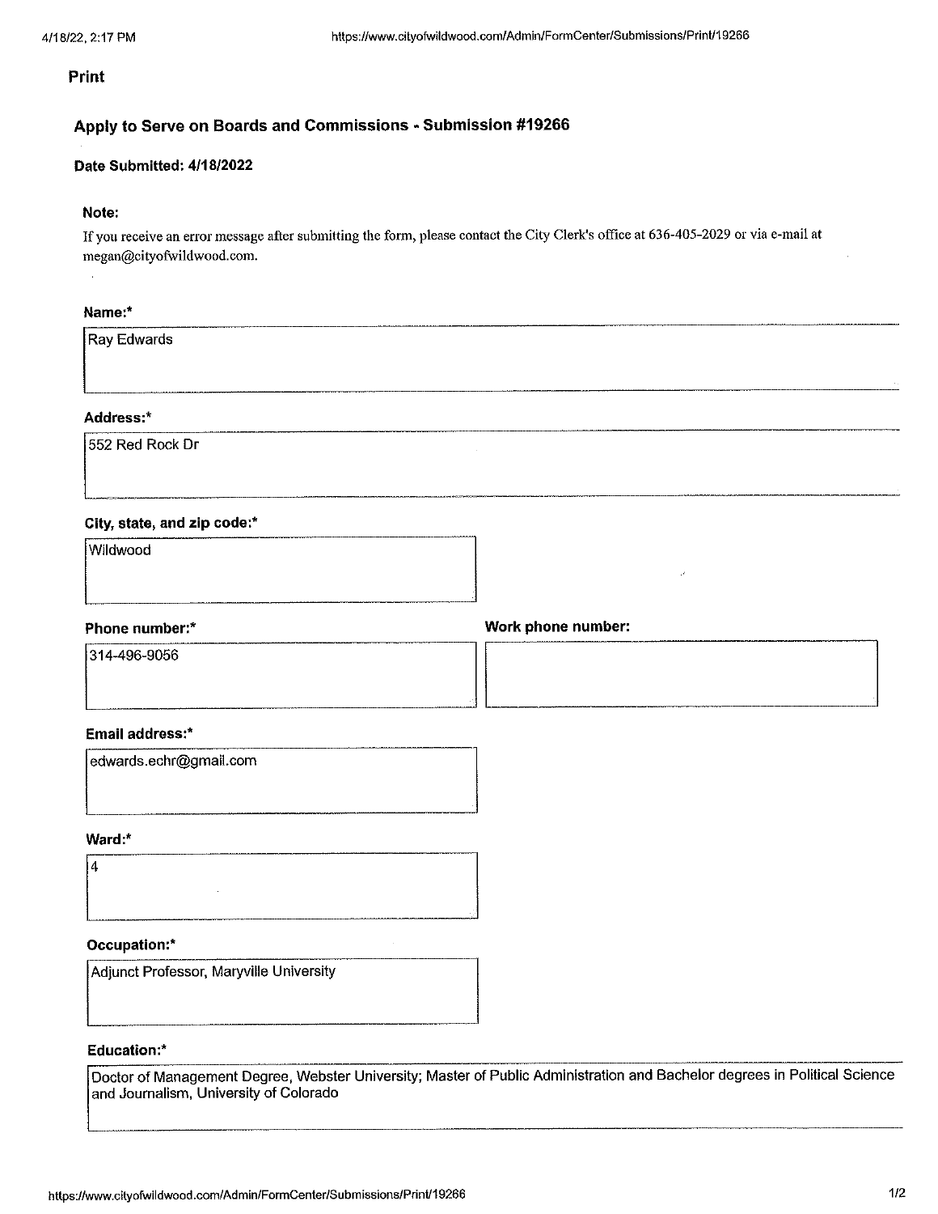**Print**

## Apply to Serve on Boards and Commissions - Submission #19266

**Date Submitted: 4/18/2022**

**Note:**

If you receive an error message after submitting the form, please contact the City Clerk's office at 636-405-2029 or via e-mail at megan@cityofwildwood.com.

**Name:***

Ray Edwards

**Address:***

552 Red Rock Dr

**City, state, and zip code:***

Wildwood

**Phone number:***

314-496-9056

**Work phone number:**

**Email address:***

edwards.echr@gmail.com

**Ward:***

4

**Occupation:***

Adjunct Professor, Maryville University

**Education:***

Doctor of Management Degree, Webster University; Master of Public Administration and Bachelor degrees in Political Science and Journalism, University of Colorado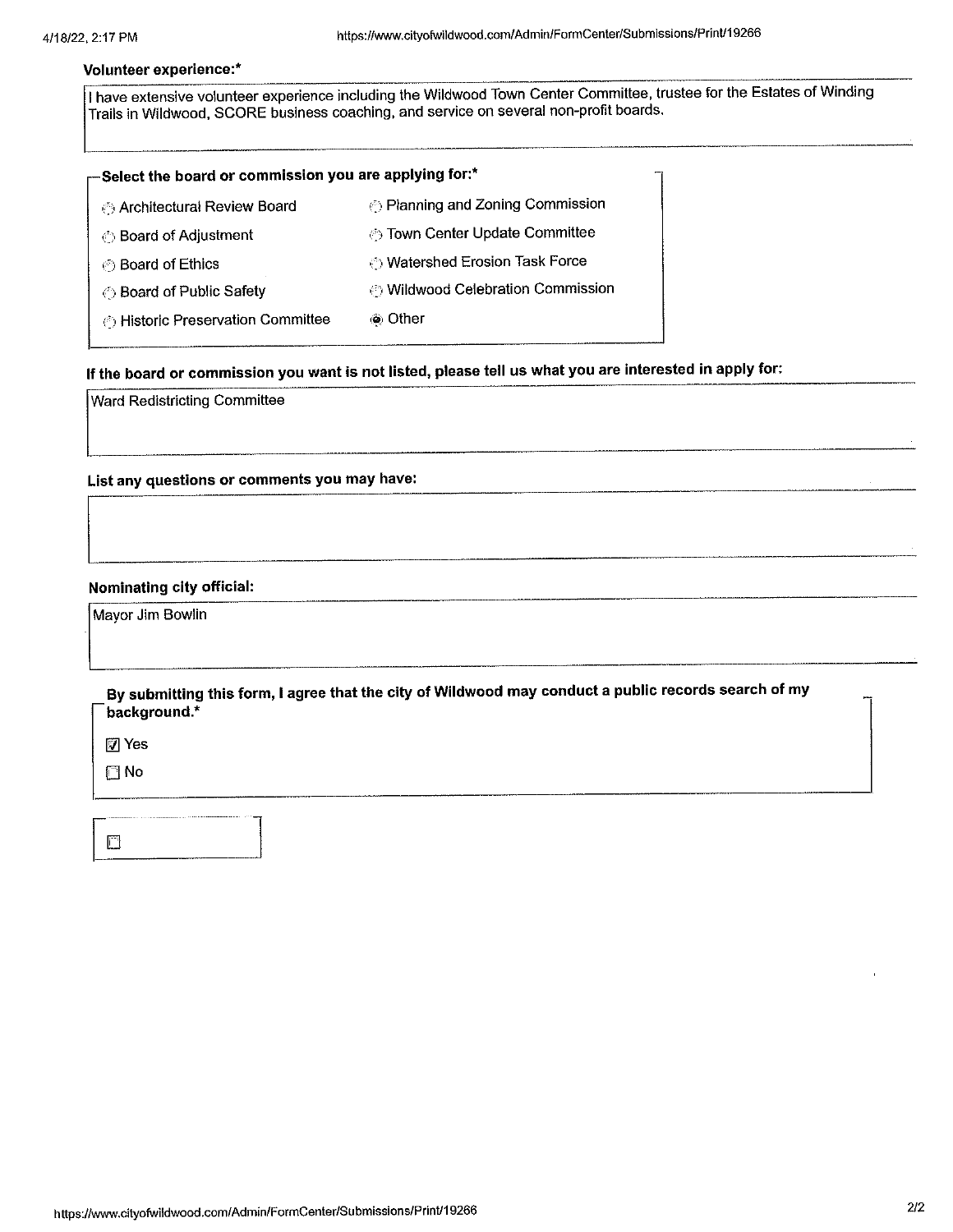**Volunteer experience:***

I have extensive volunteer experience including the Wildwood Town Center Committee, trustee for the Estates of Winding Trails in Wildwood, SCORE business coaching, and service on several non-profit boards.

**Select the board or commission you are applying for:***

- ○ Architectural Review Board
- ○ Board of Adjustment
- ○ Board of Ethics
- ○ Board of Public Safety
- ○ Historic Preservation Committee
- ○ Planning and Zoning Commission
- ○ Town Center Update Committee
- ○ Watershed Erosion Task Force
- ○ Wildwood Celebration Commission
- ◉ Other

**If the board or commission you want is not listed, please tell us what you are interested in apply for:**

Ward Redistricting Committee

**List any questions or comments you may have:**

**Nominating city official:**

Mayor Jim Bowlin

**By submitting this form, I agree that the city of Wildwood may conduct a public records search of my background.***

- ☑ Yes
- ☐ No

☐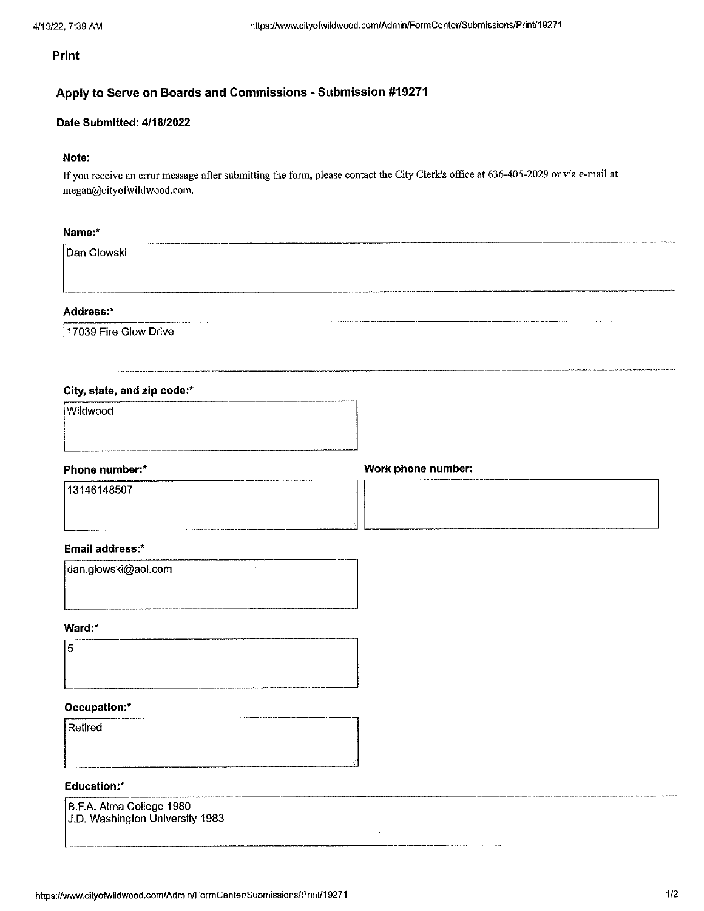Print

## Apply to Serve on Boards and Commissions - Submission #19271

**Date Submitted: 4/18/2022**

**Note:**

If you receive an error message after submitting the form, please contact the City Clerk's office at 636-405-2029 or via e-mail at megan@cityofwildwood.com.

**Name:***

Dan Glowski

**Address:***

17039 Fire Glow Drive

**City, state, and zip code:***

Wildwood

**Phone number:***

13146148507

**Work phone number:**

**Email address:***

dan.glowski@aol.com

**Ward:***

5

**Occupation:***

Retired

**Education:***

B.F.A. Alma College 1980
J.D. Washington University 1983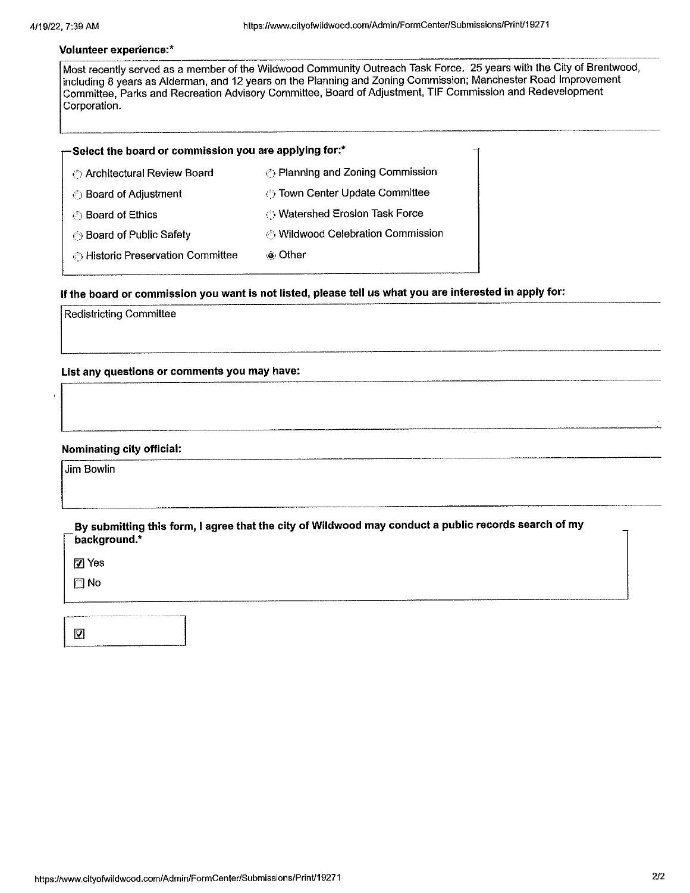**Volunteer experience:***

Most recently served as a member of the Wildwood Community Outreach Task Force. 25 years with the City of Brentwood, including 8 years as Alderman, and 12 years on the Planning and Zoning Commission; Manchester Road Improvement Committee, Parks and Recreation Advisory Committee, Board of Adjustment, TIF Commission and Redevelopment Corporation.

**Select the board or commission you are applying for:***

- ( ) Architectural Review Board
- ( ) Board of Adjustment
- ( ) Board of Ethics
- ( ) Board of Public Safety
- ( ) Historic Preservation Committee
- ( ) Planning and Zoning Commission
- ( ) Town Center Update Committee
- ( ) Watershed Erosion Task Force
- ( ) Wildwood Celebration Commission
- (•) Other

**If the board or commission you want is not listed, please tell us what you are interested in apply for:**

Redistricting Committee

**List any questions or comments you may have:**

**Nominating city official:**

Jim Bowlin

**By submitting this form, I agree that the city of Wildwood may conduct a public records search of my background.***

- [x] Yes
- [ ] No

- [x]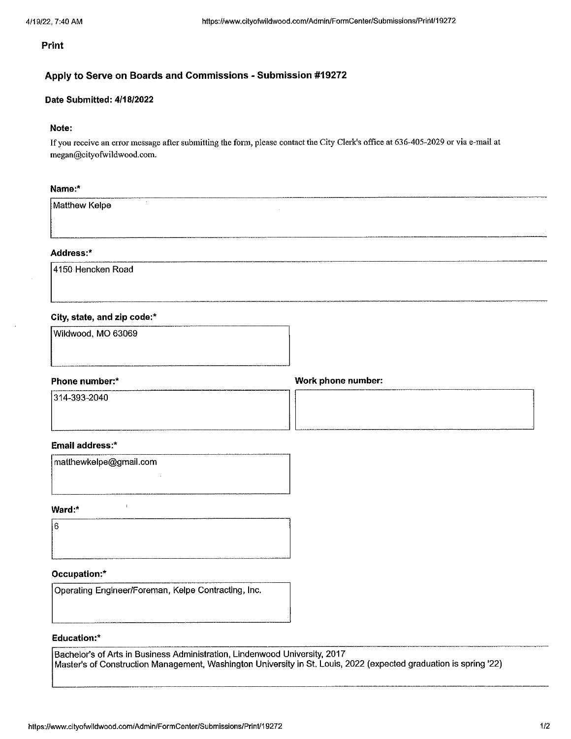**Print**

## Apply to Serve on Boards and Commissions - Submission #19272

**Date Submitted: 4/18/2022**

**Note:**

If you receive an error message after submitting the form, please contact the City Clerk's office at 636-405-2029 or via e-mail at megan@cityofwildwood.com.

**Name:***

Matthew Kelpe

**Address:***

4150 Hencken Road

**City, state, and zip code:***

Wildwood, MO 63069

**Phone number:***

314-393-2040

**Work phone number:**

**Email address:***

matthewkelpe@gmail.com

**Ward:***

6

**Occupation:***

Operating Engineer/Foreman, Kelpe Contracting, Inc.

**Education:***

Bachelor's of Arts in Business Administration, Lindenwood University, 2017
Master's of Construction Management, Washington University in St. Louis, 2022 (expected graduation is spring '22)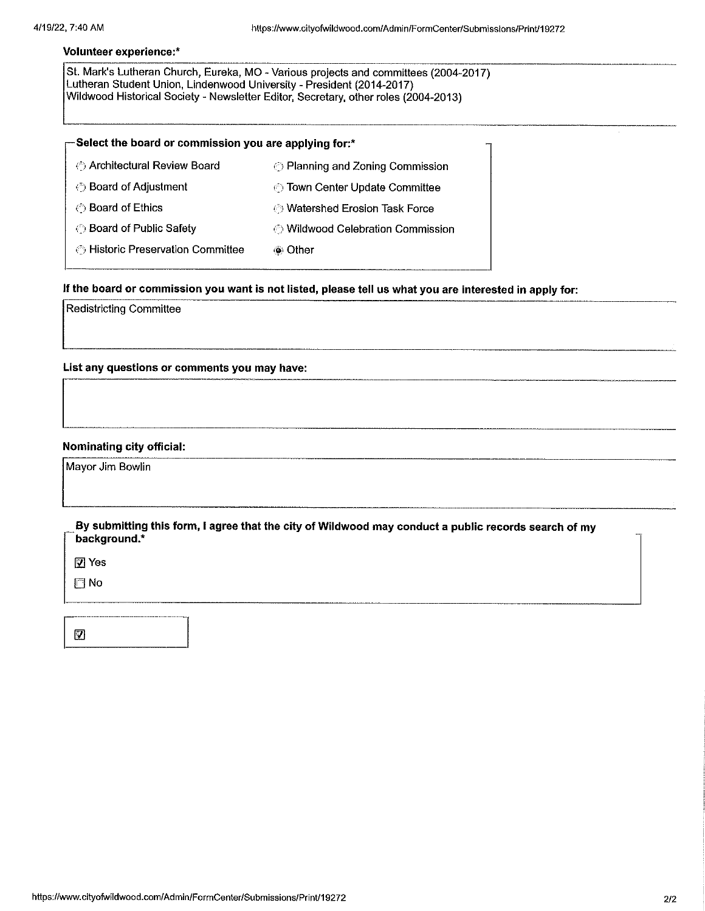**Volunteer experience:***

St. Mark's Lutheran Church, Eureka, MO - Various projects and committees (2004-2017)
Lutheran Student Union, Lindenwood University - President (2014-2017)
Wildwood Historical Society - Newsletter Editor, Secretary, other roles (2004-2013)

**Select the board or commission you are applying for:***

- ○ Architectural Review Board
- ○ Board of Adjustment
- ○ Board of Ethics
- ○ Board of Public Safety
- ○ Historic Preservation Committee
- ○ Planning and Zoning Commission
- ○ Town Center Update Committee
- ○ Watershed Erosion Task Force
- ○ Wildwood Celebration Commission
- ◉ Other

**If the board or commission you want is not listed, please tell us what you are interested in apply for:**

Redistricting Committee

**List any questions or comments you may have:**

**Nominating city official:**

Mayor Jim Bowlin

**By submitting this form, I agree that the city of Wildwood may conduct a public records search of my background.***

- ☑ Yes
- ☐ No

☑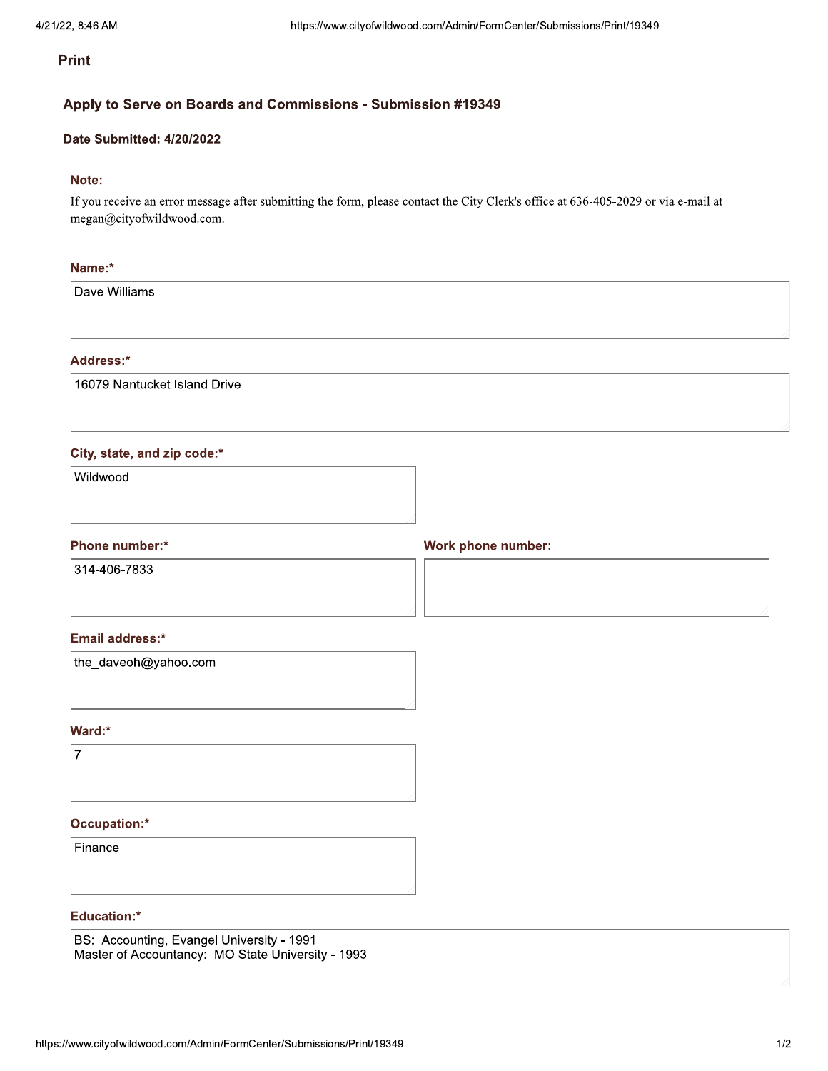**Print**

## Apply to Serve on Boards and Commissions - Submission #19349

**Date Submitted: 4/20/2022**

**Note:**

If you receive an error message after submitting the form, please contact the City Clerk's office at 636-405-2029 or via e-mail at megan@cityofwildwood.com.

**Name:***

Dave Williams

**Address:***

16079 Nantucket Island Drive

**City, state, and zip code:***

Wildwood

**Phone number:***

314-406-7833

**Work phone number:**

**Email address:***

the_daveoh@yahoo.com

**Ward:***

7

**Occupation:***

Finance

**Education:***

BS: Accounting, Evangel University - 1991
Master of Accountancy: MO State University - 1993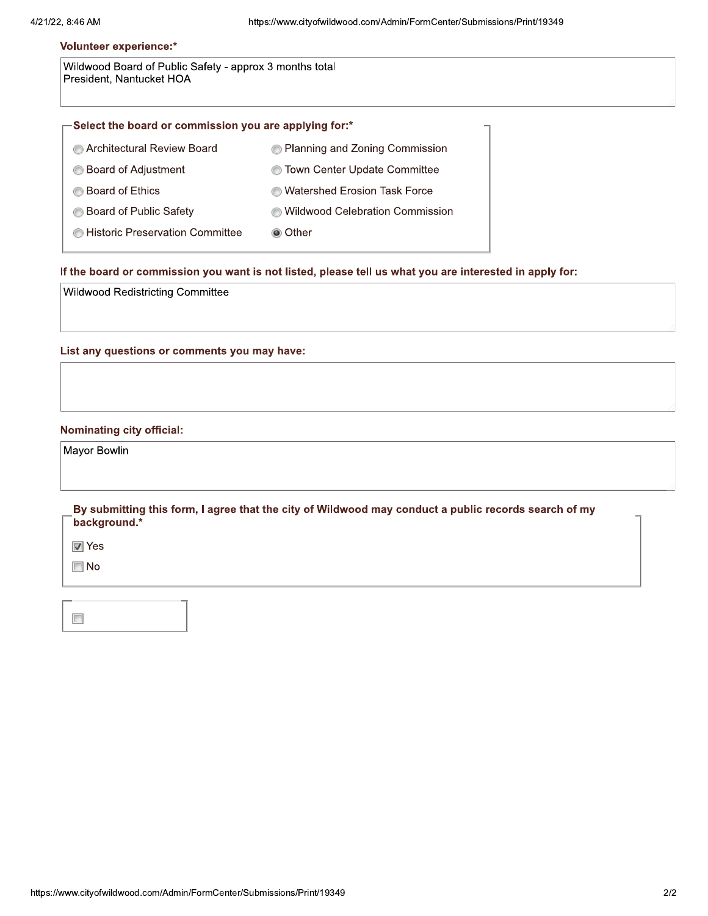**Volunteer experience:***

Wildwood Board of Public Safety - approx 3 months total
President, Nantucket HOA

**Select the board or commission you are applying for:***

- ○ Architectural Review Board
- ○ Board of Adjustment
- ○ Board of Ethics
- ○ Board of Public Safety
- ○ Historic Preservation Committee
- ○ Planning and Zoning Commission
- ○ Town Center Update Committee
- ○ Watershed Erosion Task Force
- ○ Wildwood Celebration Commission
- ◉ Other

**If the board or commission you want is not listed, please tell us what you are interested in apply for:**

Wildwood Redistricting Committee

**List any questions or comments you may have:**

**Nominating city official:**

Mayor Bowlin

**By submitting this form, I agree that the city of Wildwood may conduct a public records search of my background.***

- [x] Yes
- [ ] No

- [ ]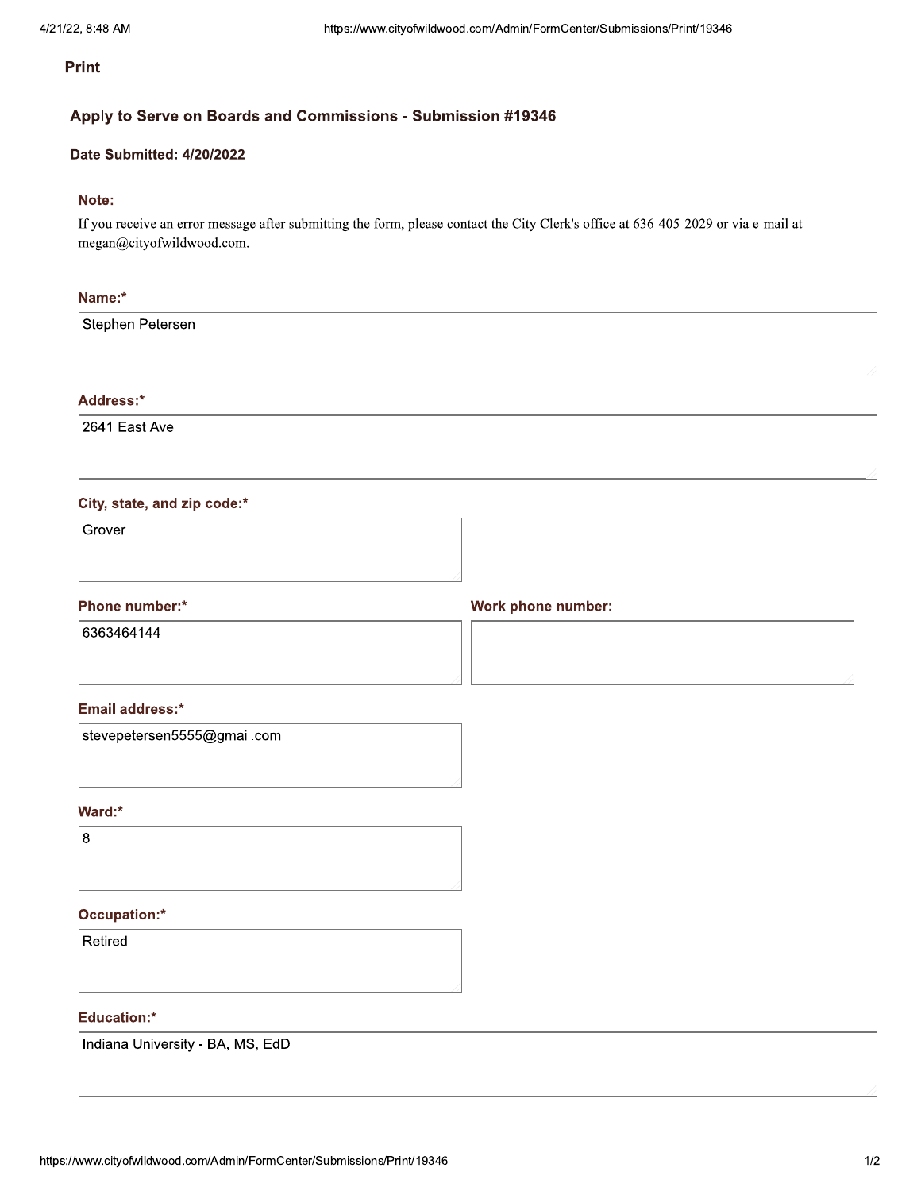**Print**

## Apply to Serve on Boards and Commissions - Submission #19346

**Date Submitted: 4/20/2022**

**Note:**

If you receive an error message after submitting the form, please contact the City Clerk's office at 636-405-2029 or via e-mail at megan@cityofwildwood.com.

**Name:***

Stephen Petersen

**Address:***

2641 East Ave

**City, state, and zip code:***

Grover

**Phone number:***

6363464144

**Work phone number:**

**Email address:***

stevepetersen5555@gmail.com

**Ward:***

8

**Occupation:***

Retired

**Education:***

Indiana University - BA, MS, EdD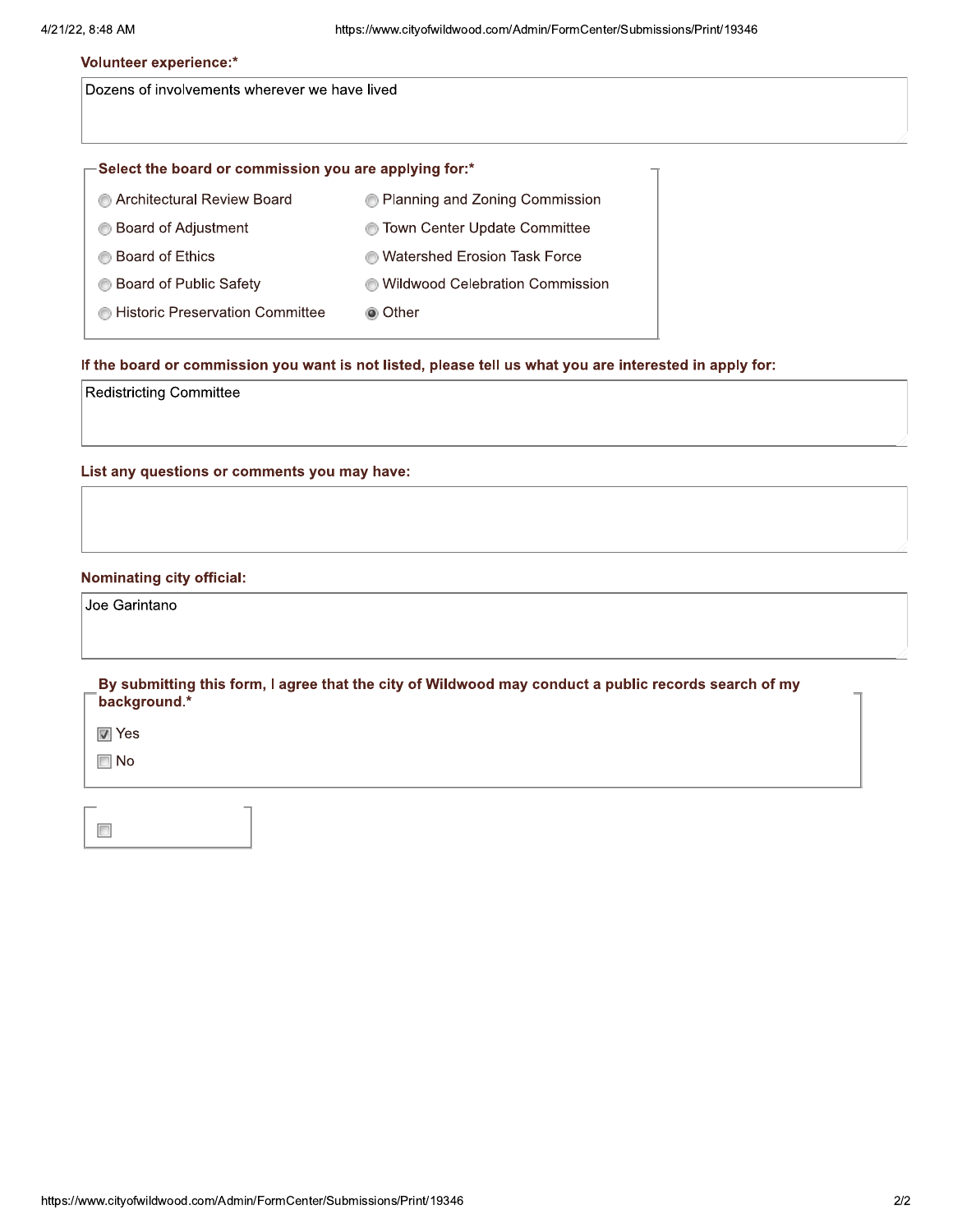**Volunteer experience:***

Dozens of involvements wherever we have lived

**Select the board or commission you are applying for:***

- ○ Architectural Review Board
- ○ Board of Adjustment
- ○ Board of Ethics
- ○ Board of Public Safety
- ○ Historic Preservation Committee
- ○ Planning and Zoning Commission
- ○ Town Center Update Committee
- ○ Watershed Erosion Task Force
- ○ Wildwood Celebration Commission
- ◉ Other

**If the board or commission you want is not listed, please tell us what you are interested in apply for:**

Redistricting Committee

**List any questions or comments you may have:**

**Nominating city official:**

Joe Garintano

**By submitting this form, I agree that the city of Wildwood may conduct a public records search of my background.***

- [x] Yes
- [ ] No

- [ ]